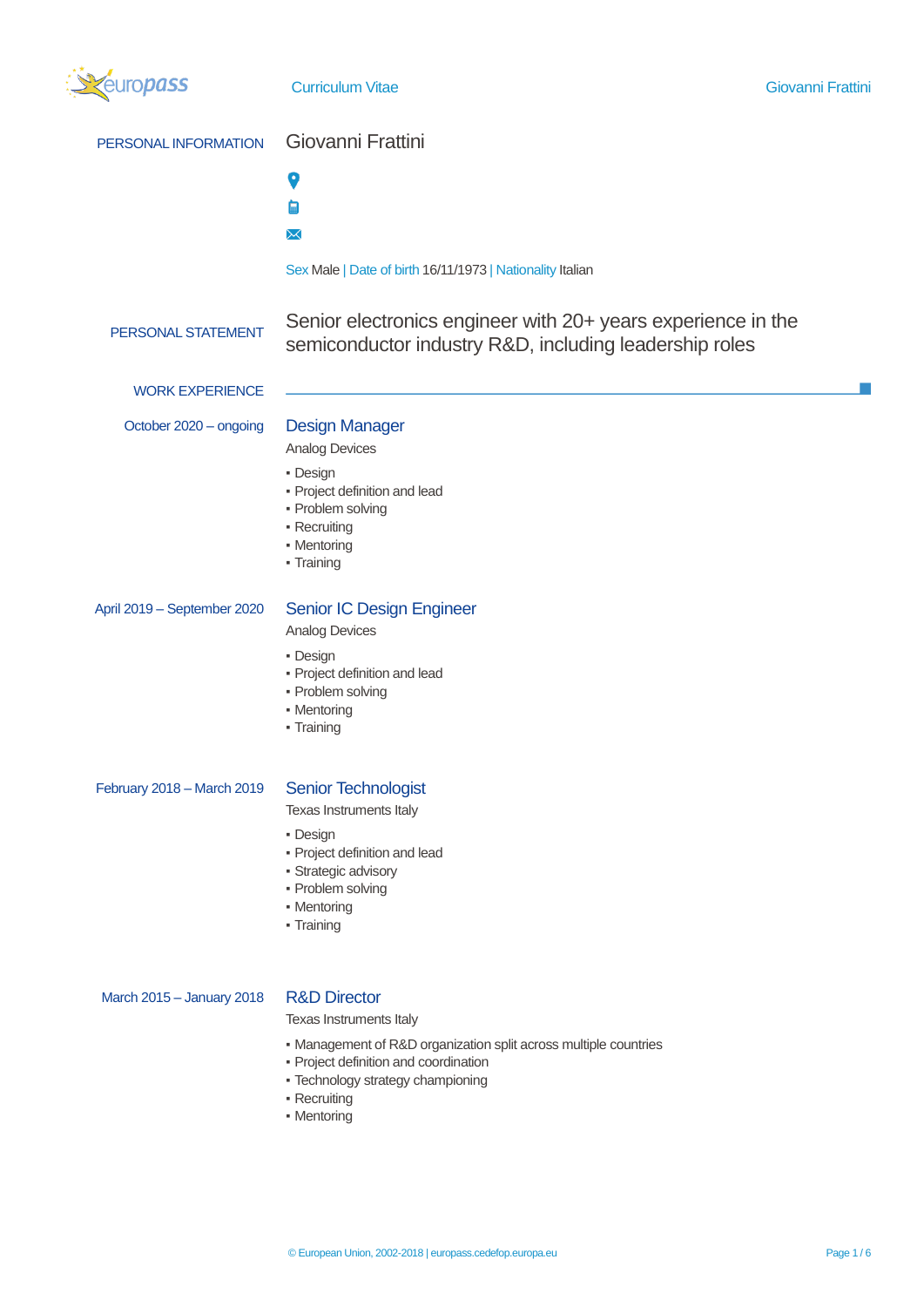# Curriculum Vitae

## PERSONAL INFORMATION

Giovanni Frattini

Sex Male | Date of birth 16/11/1973 | Nationality Italian

## PERSONAL STATEMENT

Senior electronics engineer with 20+ years experience in the semiconductor industry R&D, including leadership roles

## WORK EXPERIENCE

October 2020 – ongoing

### Design Manager

Analog Devices

- Design
- Project definition and lead
- Problem solving
- Recruiting
- Mentoring
- Training

April 2019 – September 2020

### Senior IC Design Engineer

Analog Devices

- Design
- Project definition and lead
- Problem solving
- Mentoring
- Training

February 2018 – March 2019

### Senior Technologist

Texas Instruments Italy

- Design
- Project definition and lead
- Strategic advisory
- Problem solving
- Mentoring
- Training

March 2015 – January 2018

### R&D Director

Texas Instruments Italy

- Management of R&D organization split across multiple countries
- Project definition and coordination
- Technology strategy championing
- Recruiting
- Mentoring

© European Union, 2002-2018 | europass.cedefop.europa.eu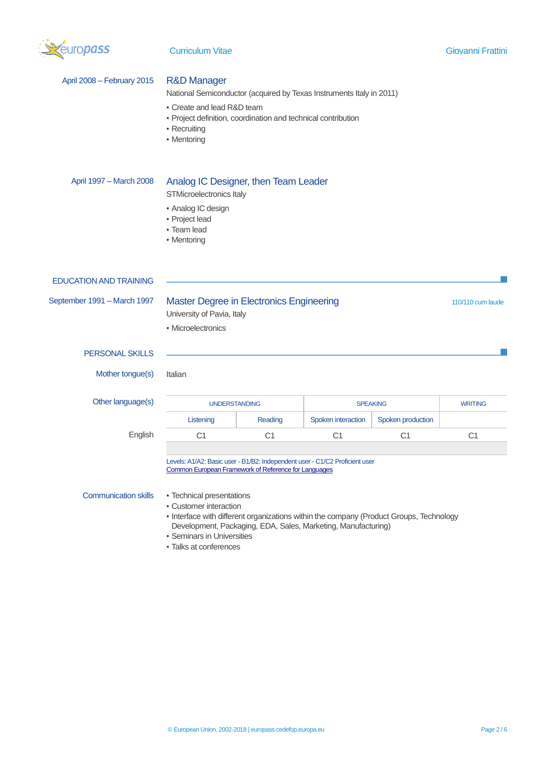April 2008 – February 2015

### R&D Manager

National Semiconductor (acquired by Texas Instruments Italy in 2011)

- Create and lead R&D team
- Project definition, coordination and technical contribution
- Recruiting
- Mentoring

April 1997 – March 2008

### Analog IC Designer, then Team Leader

STMicroelectronics Italy

- Analog IC design
- Project lead
- Team lead
- Mentoring

## EDUCATION AND TRAINING

September 1991 – March 1997

### Master Degree in Electronics Engineering

110/110 cum laude

University of Pavia, Italy

- Microelectronics

## PERSONAL SKILLS

**Mother tongue(s)**

Italian

**Other language(s)**

| | UNDERSTANDING | | SPEAKING | | WRITING |
|---|---|---|---|---|---|
| | Listening | Reading | Spoken interaction | Spoken production | |
| English | C1 | C1 | C1 | C1 | C1 |

Levels: A1/A2: Basic user - B1/B2: Independent user - C1/C2 Proficient user
Common European Framework of Reference for Languages

**Communication skills**

- Technical presentations
- Customer interaction
- Interface with different organizations within the company (Product Groups, Technology Development, Packaging, EDA, Sales, Marketing, Manufacturing)
- Seminars in Universities
- Talks at conferences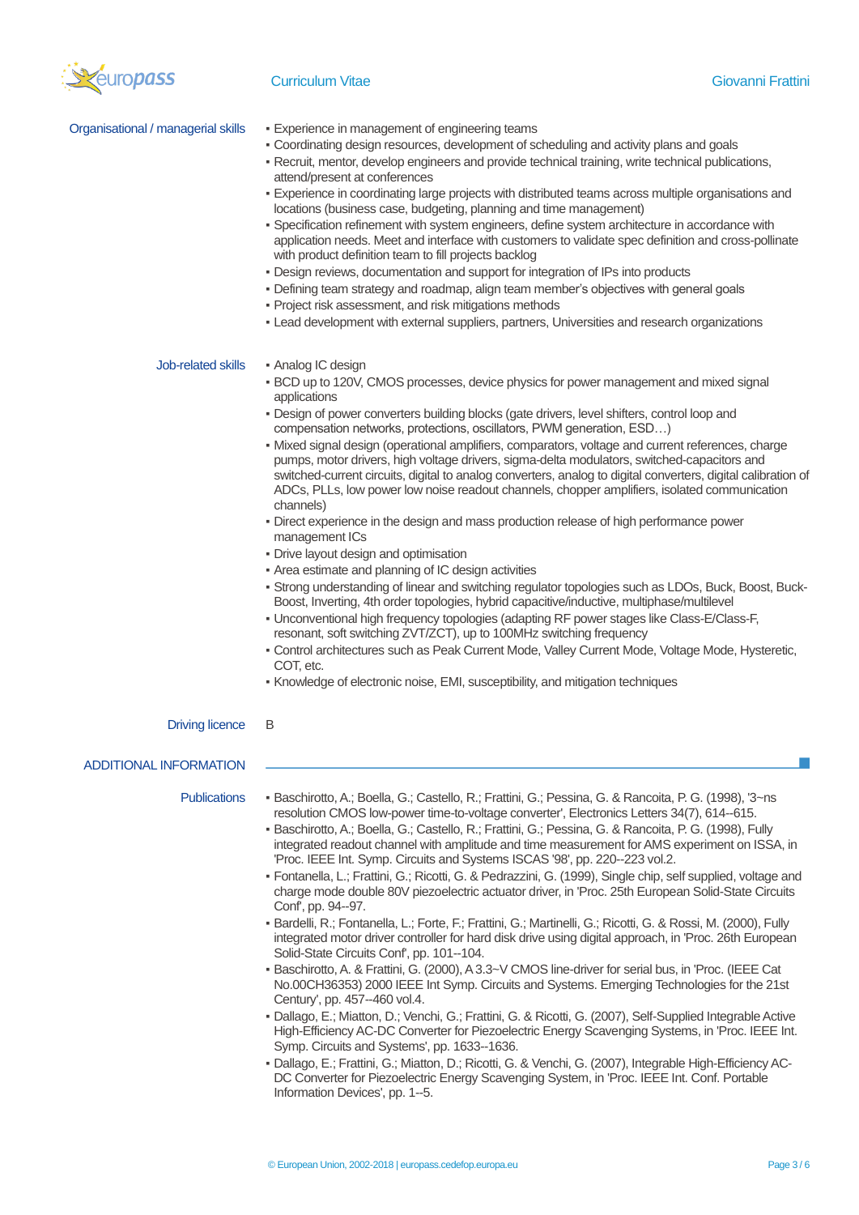### Organisational / managerial skills

- Experience in management of engineering teams
- Coordinating design resources, development of scheduling and activity plans and goals
- Recruit, mentor, develop engineers and provide technical training, write technical publications, attend/present at conferences
- Experience in coordinating large projects with distributed teams across multiple organisations and locations (business case, budgeting, planning and time management)
- Specification refinement with system engineers, define system architecture in accordance with application needs. Meet and interface with customers to validate spec definition and cross-pollinate with product definition team to fill projects backlog
- Design reviews, documentation and support for integration of IPs into products
- Defining team strategy and roadmap, align team member's objectives with general goals
- Project risk assessment, and risk mitigations methods
- Lead development with external suppliers, partners, Universities and research organizations

### Job-related skills

- Analog IC design
- BCD up to 120V, CMOS processes, device physics for power management and mixed signal applications
- Design of power converters building blocks (gate drivers, level shifters, control loop and compensation networks, protections, oscillators, PWM generation, ESD…)
- Mixed signal design (operational amplifiers, comparators, voltage and current references, charge pumps, motor drivers, high voltage drivers, sigma-delta modulators, switched-capacitors and switched-current circuits, digital to analog converters, analog to digital converters, digital calibration of ADCs, PLLs, low power low noise readout channels, chopper amplifiers, isolated communication channels)
- Direct experience in the design and mass production release of high performance power management ICs
- Drive layout design and optimisation
- Area estimate and planning of IC design activities
- Strong understanding of linear and switching regulator topologies such as LDOs, Buck, Boost, Buck-Boost, Inverting, 4th order topologies, hybrid capacitive/inductive, multiphase/multilevel
- Unconventional high frequency topologies (adapting RF power stages like Class-E/Class-F, resonant, soft switching ZVT/ZCT), up to 100MHz switching frequency
- Control architectures such as Peak Current Mode, Valley Current Mode, Voltage Mode, Hysteretic, COT, etc.
- Knowledge of electronic noise, EMI, susceptibility, and mitigation techniques

### Driving licence

B

## ADDITIONAL INFORMATION

### Publications

- Baschirotto, A.; Boella, G.; Castello, R.; Frattini, G.; Pessina, G. & Rancoita, P. G. (1998), '3~ns resolution CMOS low-power time-to-voltage converter', Electronics Letters 34(7), 614--615.
- Baschirotto, A.; Boella, G.; Castello, R.; Frattini, G.; Pessina, G. & Rancoita, P. G. (1998), Fully integrated readout channel with amplitude and time measurement for AMS experiment on ISSA, in 'Proc. IEEE Int. Symp. Circuits and Systems ISCAS '98', pp. 220--223 vol.2.
- Fontanella, L.; Frattini, G.; Ricotti, G. & Pedrazzini, G. (1999), Single chip, self supplied, voltage and charge mode double 80V piezoelectric actuator driver, in 'Proc. 25th European Solid-State Circuits Conf', pp. 94--97.
- Bardelli, R.; Fontanella, L.; Forte, F.; Frattini, G.; Martinelli, G.; Ricotti, G. & Rossi, M. (2000), Fully integrated motor driver controller for hard disk drive using digital approach, in 'Proc. 26th European Solid-State Circuits Conf', pp. 101--104.
- Baschirotto, A. & Frattini, G. (2000), A 3.3~V CMOS line-driver for serial bus, in 'Proc. (IEEE Cat No.00CH36353) 2000 IEEE Int Symp. Circuits and Systems. Emerging Technologies for the 21st Century', pp. 457--460 vol.4.
- Dallago, E.; Miatton, D.; Venchi, G.; Frattini, G. & Ricotti, G. (2007), Self-Supplied Integrable Active High-Efficiency AC-DC Converter for Piezoelectric Energy Scavenging Systems, in 'Proc. IEEE Int. Symp. Circuits and Systems', pp. 1633--1636.
- Dallago, E.; Frattini, G.; Miatton, D.; Ricotti, G. & Venchi, G. (2007), Integrable High-Efficiency AC-DC Converter for Piezoelectric Energy Scavenging System, in 'Proc. IEEE Int. Conf. Portable Information Devices', pp. 1--5.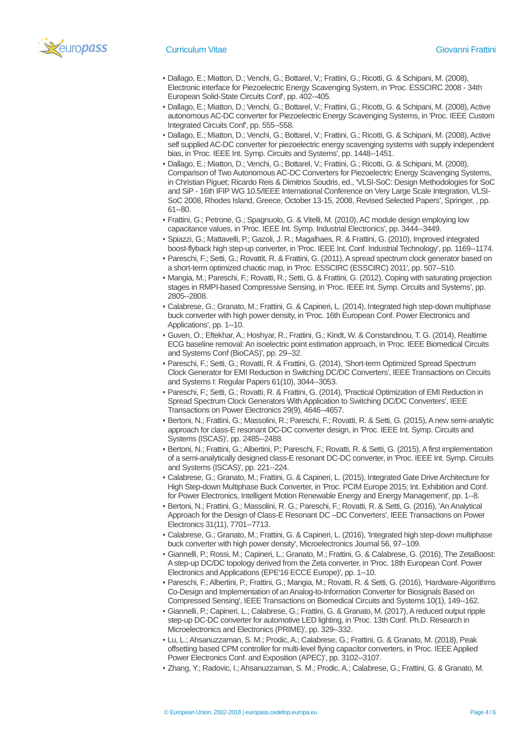- Dallago, E.; Miatton, D.; Venchi, G.; Bottarel, V.; Frattini, G.; Ricotti, G. & Schipani, M. (2008), Electronic interface for Piezoelectric Energy Scavenging System, in 'Proc. ESSCIRC 2008 - 34th European Solid-State Circuits Conf', pp. 402--405.
- Dallago, E.; Miatton, D.; Venchi, G.; Bottarel, V.; Frattini, G.; Ricotti, G. & Schipani, M. (2008), Active autonomous AC-DC converter for Piezoelectric Energy Scavenging Systems, in 'Proc. IEEE Custom Integrated Circuits Conf', pp. 555--558.
- Dallago, E.; Miatton, D.; Venchi, G.; Bottarel, V.; Frattini, G.; Ricotti, G. & Schipani, M. (2008), Active self supplied AC-DC converter for piezoelectric energy scavenging systems with supply independent bias, in 'Proc. IEEE Int. Symp. Circuits and Systems', pp. 1448--1451.
- Dallago, E.; Miatton, D.; Venchi, G.; Bottarel, V.; Frattini, G.; Ricotti, G. & Schipani, M. (2008), Comparison of Two Autonomous AC-DC Converters for Piezoelectric Energy Scavenging Systems, in Christian Piguet; Ricardo Reis & Dimitrios Soudris, ed., 'VLSI-SoC: Design Methodologies for SoC and SiP - 16th IFIP WG 10.5/IEEE International Conference on Very Large Scale Integration, VLSI-SoC 2008, Rhodes Island, Greece, October 13-15, 2008, Revised Selected Papers', Springer, , pp. 61--80.
- Frattini, G.; Petrone, G.; Spagnuolo, G. & Vitelli, M. (2010), AC module design employing low capacitance values, in 'Proc. IEEE Int. Symp. Industrial Electronics', pp. 3444--3449.
- Spiazzi, G.; Mattavelli, P.; Gazoli, J. R.; Magalhaes, R. & Frattini, G. (2010), Improved integrated boost-flyback high step-up converter, in 'Proc. IEEE Int. Conf. Industrial Technology', pp. 1169--1174.
- Pareschi, F.; Setti, G.; Rovatti, R. & Frattini, G. (2011), A spread spectrum clock generator based on a short-term optimized chaotic map, in 'Proc. ESSCIRC (ESSCIRC) 2011', pp. 507--510.
- Mangia, M.; Pareschi, F.; Rovatti, R.; Setti, G. & Frattini, G. (2012), Coping with saturating projection stages in RMPI-based Compressive Sensing, in 'Proc. IEEE Int. Symp. Circuits and Systems', pp. 2805--2808.
- Calabrese, G.; Granato, M.; Frattini, G. & Capineri, L. (2014), Integrated high step-down multiphase buck converter with high power density, in 'Proc. 16th European Conf. Power Electronics and Applications', pp. 1--10.
- Guven, O.; Eftekhar, A.; Hoshyar, R.; Frattini, G.; Kindt, W. & Constandinou, T. G. (2014), Realtime ECG baseline removal: An isoelectric point estimation approach, in 'Proc. IEEE Biomedical Circuits and Systems Conf (BioCAS)', pp. 29--32.
- Pareschi, F.; Setti, G.; Rovatti, R. & Frattini, G. (2014), 'Short-term Optimized Spread Spectrum Clock Generator for EMI Reduction in Switching DC/DC Converters', IEEE Transactions on Circuits and Systems I: Regular Papers 61(10), 3044--3053.
- Pareschi, F.; Setti, G.; Rovatti, R. & Frattini, G. (2014), 'Practical Optimization of EMI Reduction in Spread Spectrum Clock Generators With Application to Switching DC/DC Converters', IEEE Transactions on Power Electronics 29(9), 4646--4657.
- Bertoni, N.; Frattini, G.; Massolini, R.; Pareschi, F.; Rovatti, R. & Setti, G. (2015), A new semi-analytic approach for class-E resonant DC-DC converter design, in 'Proc. IEEE Int. Symp. Circuits and Systems (ISCAS)', pp. 2485--2488.
- Bertoni, N.; Frattini, G.; Albertini, P.; Pareschi, F.; Rovatti, R. & Setti, G. (2015), A first implementation of a semi-analytically designed class-E resonant DC-DC converter, in 'Proc. IEEE Int. Symp. Circuits and Systems (ISCAS)', pp. 221--224.
- Calabrese, G.; Granato, M.; Frattini, G. & Capineri, L. (2015), Integrated Gate Drive Architecture for High Step-down Multiphase Buck Converter, in 'Proc. PCIM Europe 2015; Int. Exhibition and Conf. for Power Electronics, Intelligent Motion Renewable Energy and Energy Management', pp. 1--8.
- Bertoni, N.; Frattini, G.; Massolini, R. G.; Pareschi, F.; Rovatti, R. & Setti, G. (2016), 'An Analytical Approach for the Design of Class-E Resonant DC –DC Converters', IEEE Transactions on Power Electronics 31(11), 7701--7713.
- Calabrese, G.; Granato, M.; Frattini, G. & Capineri, L. (2016), 'Integrated high step-down multiphase buck converter with high power density', Microelectronics Journal 56, 97--109.
- Giannelli, P.; Rossi, M.; Capineri, L.; Granato, M.; Frattini, G. & Calabrese, G. (2016), The ZetaBoost: A step-up DC/DC topology derived from the Zeta converter, in 'Proc. 18th European Conf. Power Electronics and Applications (EPE'16 ECCE Europe)', pp. 1--10.
- Pareschi, F.; Albertini, P.; Frattini, G.; Mangia, M.; Rovatti, R. & Setti, G. (2016), 'Hardware-Algorithms Co-Design and Implementation of an Analog-to-Information Converter for Biosignals Based on Compressed Sensing', IEEE Transactions on Biomedical Circuits and Systems 10(1), 149--162.
- Giannelli, P.; Capineri, L.; Calabrese, G.; Frattini, G. & Granato, M. (2017), A reduced output ripple step-up DC-DC converter for automotive LED lighting, in 'Proc. 13th Conf. Ph.D. Research in Microelectronics and Electronics (PRIME)', pp. 329--332.
- Lu, L.; Ahsanuzzaman, S. M.; Prodic, A.; Calabrese, G.; Frattini, G. & Granato, M. (2018), Peak offsetting based CPM controller for multi-level flying capacitor converters, in 'Proc. IEEE Applied Power Electronics Conf. and Exposition (APEC)', pp. 3102--3107.
- Zhang, Y.; Radovic, I.; Ahsanuzzaman, S. M.; Prodic, A.; Calabrese, G.; Frattini, G. & Granato, M.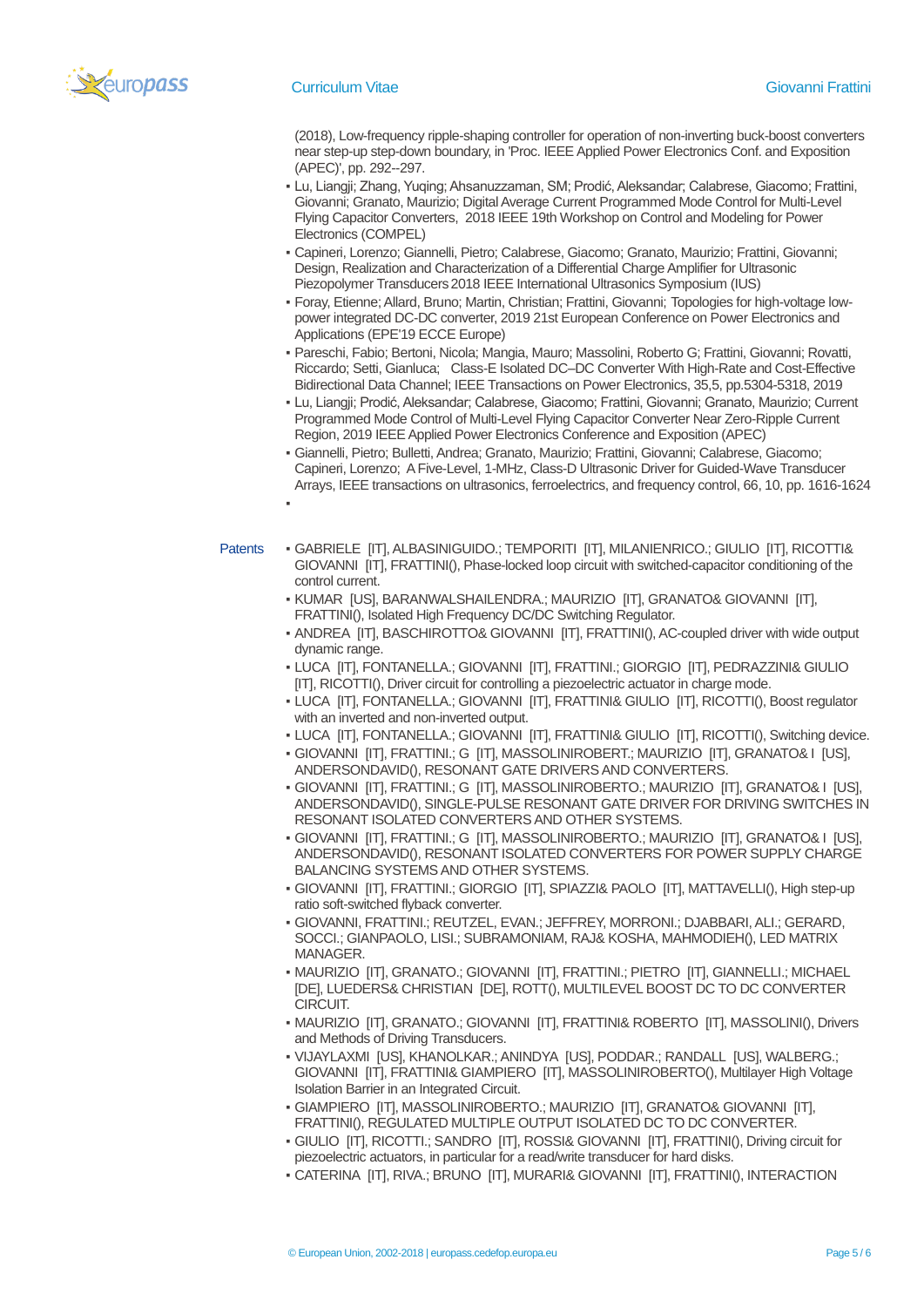(2018), Low-frequency ripple-shaping controller for operation of non-inverting buck-boost converters near step-up step-down boundary, in 'Proc. IEEE Applied Power Electronics Conf. and Exposition (APEC)', pp. 292--297.

- Lu, Liangji; Zhang, Yuqing; Ahsanuzzaman, SM; Prodić, Aleksandar; Calabrese, Giacomo; Frattini, Giovanni; Granato, Maurizio; Digital Average Current Programmed Mode Control for Multi-Level Flying Capacitor Converters, 2018 IEEE 19th Workshop on Control and Modeling for Power Electronics (COMPEL)
- Capineri, Lorenzo; Giannelli, Pietro; Calabrese, Giacomo; Granato, Maurizio; Frattini, Giovanni; Design, Realization and Characterization of a Differential Charge Amplifier for Ultrasonic Piezopolymer Transducers 2018 IEEE International Ultrasonics Symposium (IUS)
- Foray, Etienne; Allard, Bruno; Martin, Christian; Frattini, Giovanni; Topologies for high-voltage low-power integrated DC-DC converter, 2019 21st European Conference on Power Electronics and Applications (EPE'19 ECCE Europe)
- Pareschi, Fabio; Bertoni, Nicola; Mangia, Mauro; Massolini, Roberto G; Frattini, Giovanni; Rovatti, Riccardo; Setti, Gianluca; Class-E Isolated DC–DC Converter With High-Rate and Cost-Effective Bidirectional Data Channel; IEEE Transactions on Power Electronics, 35,5, pp.5304-5318, 2019
- Lu, Liangji; Prodić, Aleksandar; Calabrese, Giacomo; Frattini, Giovanni; Granato, Maurizio; Current Programmed Mode Control of Multi-Level Flying Capacitor Converter Near Zero-Ripple Current Region, 2019 IEEE Applied Power Electronics Conference and Exposition (APEC)
- Giannelli, Pietro; Bulletti, Andrea; Granato, Maurizio; Frattini, Giovanni; Calabrese, Giacomo; Capineri, Lorenzo; A Five-Level, 1-MHz, Class-D Ultrasonic Driver for Guided-Wave Transducer Arrays, IEEE transactions on ultrasonics, ferroelectrics, and frequency control, 66, 10, pp. 1616-1624
- 

**Patents**

- GABRIELE [IT], ALBASINIGUIDO.; TEMPORITI [IT], MILANIENRICO.; GIULIO [IT], RICOTTI& GIOVANNI [IT], FRATTINI(), Phase-locked loop circuit with switched-capacitor conditioning of the control current.
- KUMAR [US], BARANWALSHAILENDRA.; MAURIZIO [IT], GRANATO& GIOVANNI [IT], FRATTINI(), Isolated High Frequency DC/DC Switching Regulator.
- ANDREA [IT], BASCHIROTTO& GIOVANNI [IT], FRATTINI(), AC-coupled driver with wide output dynamic range.
- LUCA [IT], FONTANELLA.; GIOVANNI [IT], FRATTINI.; GIORGIO [IT], PEDRAZZINI& GIULIO [IT], RICOTTI(), Driver circuit for controlling a piezoelectric actuator in charge mode.
- LUCA [IT], FONTANELLA.; GIOVANNI [IT], FRATTINI& GIULIO [IT], RICOTTI(), Boost regulator with an inverted and non-inverted output.
- LUCA [IT], FONTANELLA.; GIOVANNI [IT], FRATTINI& GIULIO [IT], RICOTTI(), Switching device.
- GIOVANNI [IT], FRATTINI.; G [IT], MASSOLINIROBERT.; MAURIZIO [IT], GRANATO& I [US], ANDERSONDAVID(), RESONANT GATE DRIVERS AND CONVERTERS.
- GIOVANNI [IT], FRATTINI.; G [IT], MASSOLINIROBERTO.; MAURIZIO [IT], GRANATO& I [US], ANDERSONDAVID(), SINGLE-PULSE RESONANT GATE DRIVER FOR DRIVING SWITCHES IN RESONANT ISOLATED CONVERTERS AND OTHER SYSTEMS.
- GIOVANNI [IT], FRATTINI.; G [IT], MASSOLINIROBERTO.; MAURIZIO [IT], GRANATO& I [US], ANDERSONDAVID(), RESONANT ISOLATED CONVERTERS FOR POWER SUPPLY CHARGE BALANCING SYSTEMS AND OTHER SYSTEMS.
- GIOVANNI [IT], FRATTINI.; GIORGIO [IT], SPIAZZI& PAOLO [IT], MATTAVELLI(), High step-up ratio soft-switched flyback converter.
- GIOVANNI, FRATTINI.; REUTZEL, EVAN.; JEFFREY, MORRONI.; DJABBARI, ALI.; GERARD, SOCCI.; GIANPAOLO, LISI.; SUBRAMONIAM, RAJ& KOSHA, MAHMODIEH(), LED MATRIX MANAGER.
- MAURIZIO [IT], GRANATO.; GIOVANNI [IT], FRATTINI.; PIETRO [IT], GIANNELLI.; MICHAEL [DE], LUEDERS& CHRISTIAN [DE], ROTT(), MULTILEVEL BOOST DC TO DC CONVERTER CIRCUIT.
- MAURIZIO [IT], GRANATO.; GIOVANNI [IT], FRATTINI& ROBERTO [IT], MASSOLINI(), Drivers and Methods of Driving Transducers.
- VIJAYLAXMI [US], KHANOLKAR.; ANINDYA [US], PODDAR.; RANDALL [US], WALBERG.; GIOVANNI [IT], FRATTINI& GIAMPIERO [IT], MASSOLINIROBERTO(), Multilayer High Voltage Isolation Barrier in an Integrated Circuit.
- GIAMPIERO [IT], MASSOLINIROBERTO.; MAURIZIO [IT], GRANATO& GIOVANNI [IT], FRATTINI(), REGULATED MULTIPLE OUTPUT ISOLATED DC TO DC CONVERTER.
- GIULIO [IT], RICOTTI.; SANDRO [IT], ROSSI& GIOVANNI [IT], FRATTINI(), Driving circuit for piezoelectric actuators, in particular for a read/write transducer for hard disks.
- CATERINA [IT], RIVA.; BRUNO [IT], MURARI& GIOVANNI [IT], FRATTINI(), INTERACTION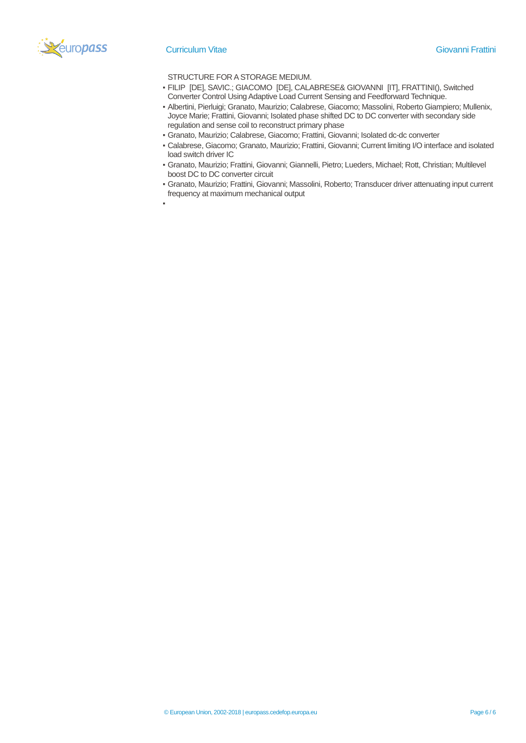STRUCTURE FOR A STORAGE MEDIUM.

- FILIP [DE], SAVIC.; GIACOMO [DE], CALABRESE& GIOVANNI [IT], FRATTINI(), Switched Converter Control Using Adaptive Load Current Sensing and Feedforward Technique.
- Albertini, Pierluigi; Granato, Maurizio; Calabrese, Giacomo; Massolini, Roberto Giampiero; Mullenix, Joyce Marie; Frattini, Giovanni; Isolated phase shifted DC to DC converter with secondary side regulation and sense coil to reconstruct primary phase
- Granato, Maurizio; Calabrese, Giacomo; Frattini, Giovanni; Isolated dc-dc converter
- Calabrese, Giacomo; Granato, Maurizio; Frattini, Giovanni; Current limiting I/O interface and isolated load switch driver IC
- Granato, Maurizio; Frattini, Giovanni; Giannelli, Pietro; Lueders, Michael; Rott, Christian; Multilevel boost DC to DC converter circuit
- Granato, Maurizio; Frattini, Giovanni; Massolini, Roberto; Transducer driver attenuating input current frequency at maximum mechanical output
-